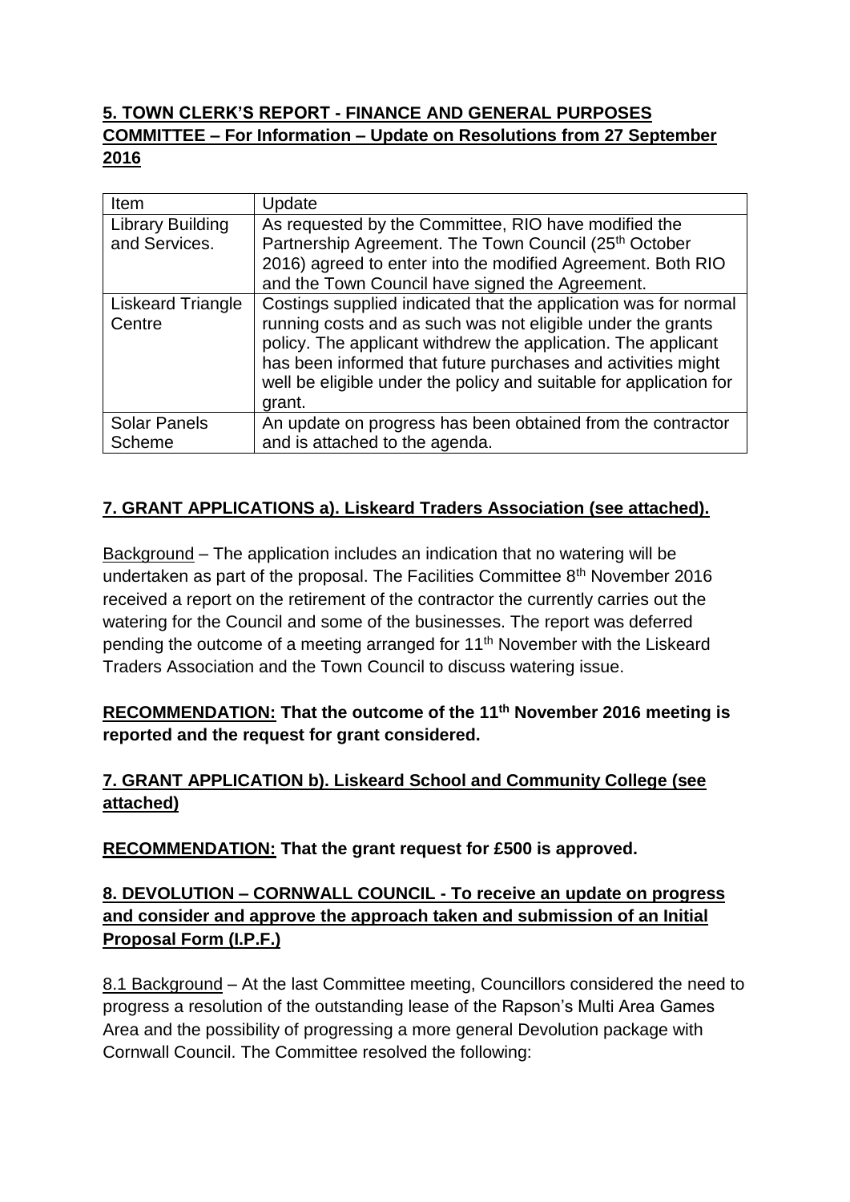**5. TOWN CLERK'S REPORT - FINANCE AND GENERAL PURPOSES COMMITTEE – For Information – Update on Resolutions from 27 September 2016**

| Item | Update |
|---|---|
| Library Building and Services. | As requested by the Committee, RIO have modified the Partnership Agreement. The Town Council (25th October 2016) agreed to enter into the modified Agreement. Both RIO and the Town Council have signed the Agreement. |
| Liskeard Triangle Centre | Costings supplied indicated that the application was for normal running costs and as such was not eligible under the grants policy. The applicant withdrew the application. The applicant has been informed that future purchases and activities might well be eligible under the policy and suitable for application for grant. |
| Solar Panels Scheme | An update on progress has been obtained from the contractor and is attached to the agenda. |

**7. GRANT APPLICATIONS a). Liskeard Traders Association (see attached).**

Background – The application includes an indication that no watering will be undertaken as part of the proposal. The Facilities Committee 8th November 2016 received a report on the retirement of the contractor the currently carries out the watering for the Council and some of the businesses. The report was deferred pending the outcome of a meeting arranged for 11th November with the Liskeard Traders Association and the Town Council to discuss watering issue.

**RECOMMENDATION: That the outcome of the 11th November 2016 meeting is reported and the request for grant considered.**

**7. GRANT APPLICATION b). Liskeard School and Community College (see attached)**

**RECOMMENDATION: That the grant request for £500 is approved.**

**8. DEVOLUTION – CORNWALL COUNCIL - To receive an update on progress and consider and approve the approach taken and submission of an Initial Proposal Form (I.P.F.)**

8.1 Background – At the last Committee meeting, Councillors considered the need to progress a resolution of the outstanding lease of the Rapson's Multi Area Games Area and the possibility of progressing a more general Devolution package with Cornwall Council. The Committee resolved the following: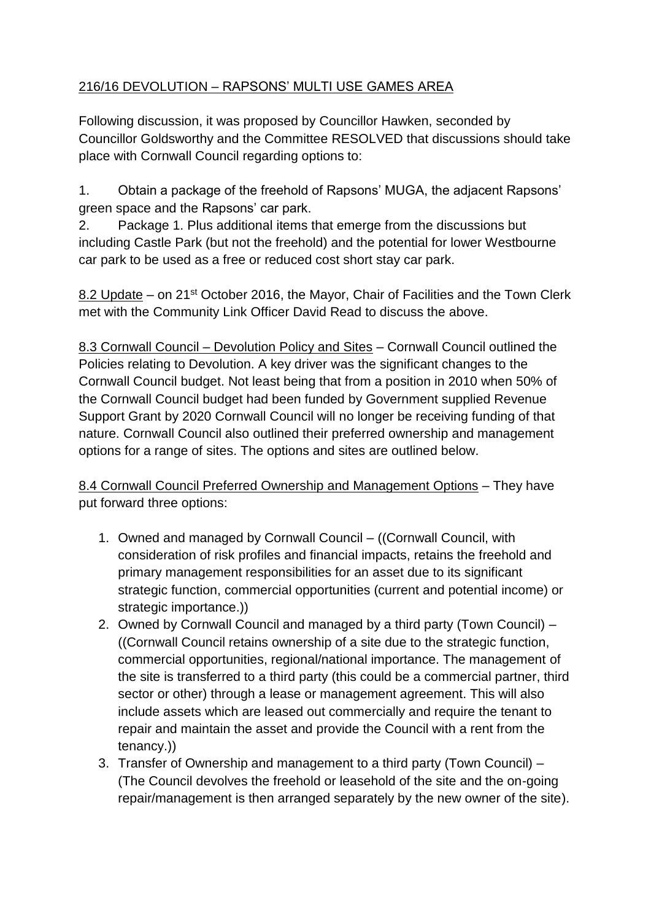216/16 DEVOLUTION – RAPSONS' MULTI USE GAMES AREA

Following discussion, it was proposed by Councillor Hawken, seconded by Councillor Goldsworthy and the Committee RESOLVED that discussions should take place with Cornwall Council regarding options to:

1. Obtain a package of the freehold of Rapsons' MUGA, the adjacent Rapsons' green space and the Rapsons' car park.
2. Package 1. Plus additional items that emerge from the discussions but including Castle Park (but not the freehold) and the potential for lower Westbourne car park to be used as a free or reduced cost short stay car park.

8.2 Update – on 21st October 2016, the Mayor, Chair of Facilities and the Town Clerk met with the Community Link Officer David Read to discuss the above.

8.3 Cornwall Council – Devolution Policy and Sites – Cornwall Council outlined the Policies relating to Devolution. A key driver was the significant changes to the Cornwall Council budget. Not least being that from a position in 2010 when 50% of the Cornwall Council budget had been funded by Government supplied Revenue Support Grant by 2020 Cornwall Council will no longer be receiving funding of that nature. Cornwall Council also outlined their preferred ownership and management options for a range of sites. The options and sites are outlined below.

8.4 Cornwall Council Preferred Ownership and Management Options – They have put forward three options:

1. Owned and managed by Cornwall Council – ((Cornwall Council, with consideration of risk profiles and financial impacts, retains the freehold and primary management responsibilities for an asset due to its significant strategic function, commercial opportunities (current and potential income) or strategic importance.))
2. Owned by Cornwall Council and managed by a third party (Town Council) – ((Cornwall Council retains ownership of a site due to the strategic function, commercial opportunities, regional/national importance. The management of the site is transferred to a third party (this could be a commercial partner, third sector or other) through a lease or management agreement. This will also include assets which are leased out commercially and require the tenant to repair and maintain the asset and provide the Council with a rent from the tenancy.))
3. Transfer of Ownership and management to a third party (Town Council) – (The Council devolves the freehold or leasehold of the site and the on-going repair/management is then arranged separately by the new owner of the site).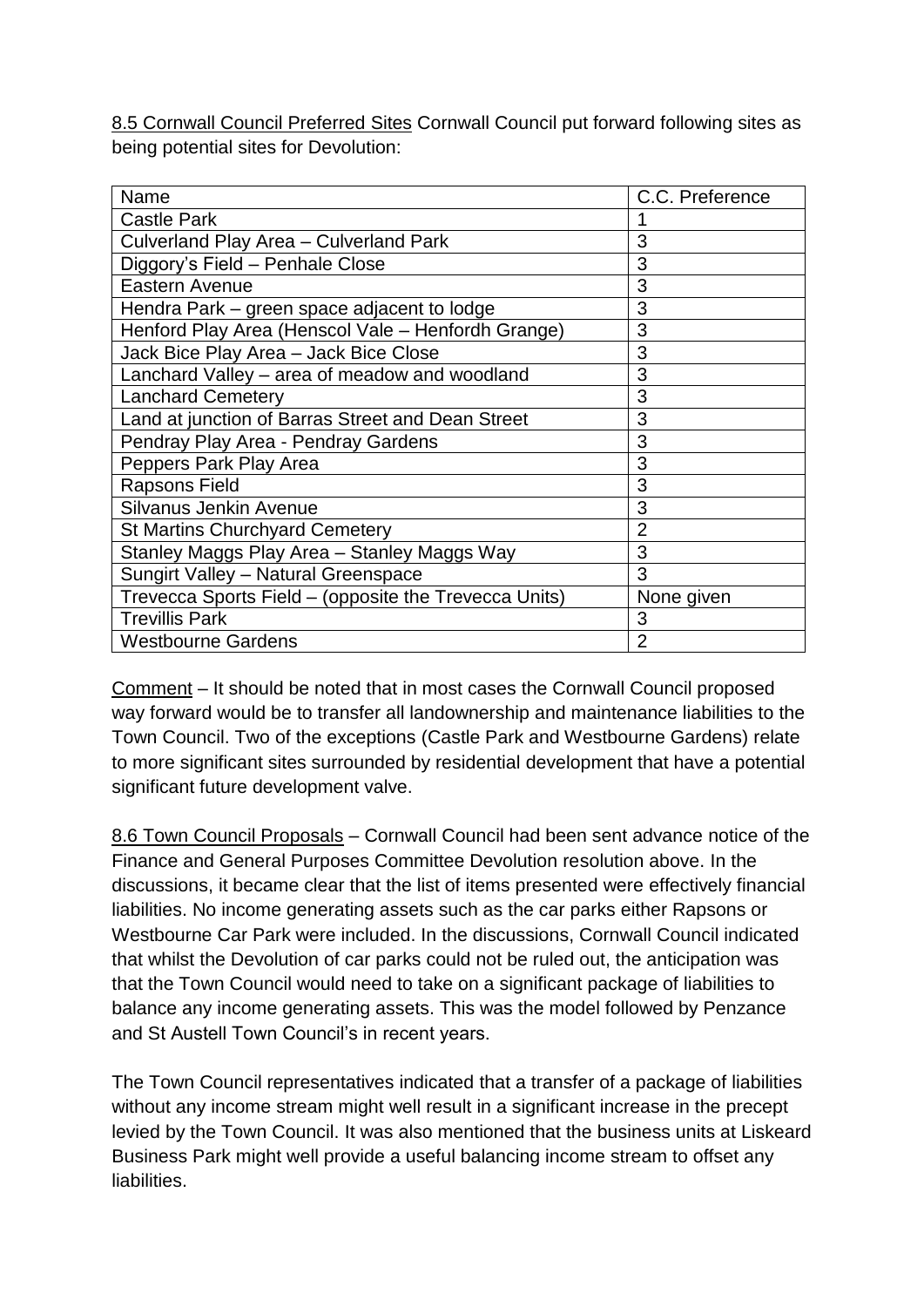<u>8.5 Cornwall Council Preferred Sites</u> Cornwall Council put forward following sites as being potential sites for Devolution:

| Name | C.C. Preference |
|---|---|
| Castle Park | 1 |
| Culverland Play Area – Culverland Park | 3 |
| Diggory's Field – Penhale Close | 3 |
| Eastern Avenue | 3 |
| Hendra Park – green space adjacent to lodge | 3 |
| Henford Play Area (Henscol Vale – Henfordh Grange) | 3 |
| Jack Bice Play Area – Jack Bice Close | 3 |
| Lanchard Valley – area of meadow and woodland | 3 |
| Lanchard Cemetery | 3 |
| Land at junction of Barras Street and Dean Street | 3 |
| Pendray Play Area - Pendray Gardens | 3 |
| Peppers Park Play Area | 3 |
| Rapsons Field | 3 |
| Silvanus Jenkin Avenue | 3 |
| St Martins Churchyard Cemetery | 2 |
| Stanley Maggs Play Area – Stanley Maggs Way | 3 |
| Sungirt Valley – Natural Greenspace | 3 |
| Trevecca Sports Field – (opposite the Trevecca Units) | None given |
| Trevillis Park | 3 |
| Westbourne Gardens | 2 |

<u>Comment</u> – It should be noted that in most cases the Cornwall Council proposed way forward would be to transfer all landownership and maintenance liabilities to the Town Council. Two of the exceptions (Castle Park and Westbourne Gardens) relate to more significant sites surrounded by residential development that have a potential significant future development valve.

<u>8.6 Town Council Proposals</u> – Cornwall Council had been sent advance notice of the Finance and General Purposes Committee Devolution resolution above. In the discussions, it became clear that the list of items presented were effectively financial liabilities. No income generating assets such as the car parks either Rapsons or Westbourne Car Park were included. In the discussions, Cornwall Council indicated that whilst the Devolution of car parks could not be ruled out, the anticipation was that the Town Council would need to take on a significant package of liabilities to balance any income generating assets. This was the model followed by Penzance and St Austell Town Council's in recent years.

The Town Council representatives indicated that a transfer of a package of liabilities without any income stream might well result in a significant increase in the precept levied by the Town Council. It was also mentioned that the business units at Liskeard Business Park might well provide a useful balancing income stream to offset any liabilities.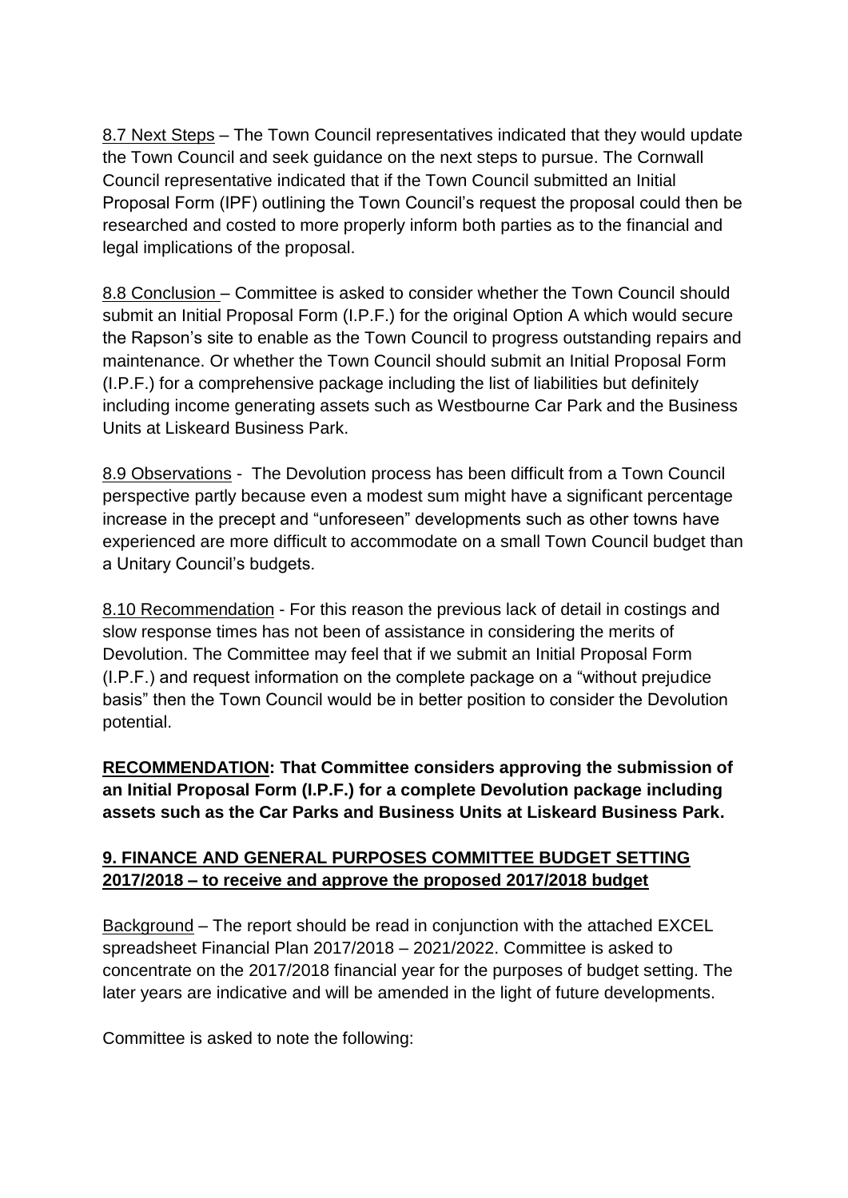8.7 Next Steps – The Town Council representatives indicated that they would update the Town Council and seek guidance on the next steps to pursue. The Cornwall Council representative indicated that if the Town Council submitted an Initial Proposal Form (IPF) outlining the Town Council's request the proposal could then be researched and costed to more properly inform both parties as to the financial and legal implications of the proposal.

8.8 Conclusion – Committee is asked to consider whether the Town Council should submit an Initial Proposal Form (I.P.F.) for the original Option A which would secure the Rapson's site to enable as the Town Council to progress outstanding repairs and maintenance. Or whether the Town Council should submit an Initial Proposal Form (I.P.F.) for a comprehensive package including the list of liabilities but definitely including income generating assets such as Westbourne Car Park and the Business Units at Liskeard Business Park.

8.9 Observations - The Devolution process has been difficult from a Town Council perspective partly because even a modest sum might have a significant percentage increase in the precept and "unforeseen" developments such as other towns have experienced are more difficult to accommodate on a small Town Council budget than a Unitary Council's budgets.

8.10 Recommendation - For this reason the previous lack of detail in costings and slow response times has not been of assistance in considering the merits of Devolution. The Committee may feel that if we submit an Initial Proposal Form (I.P.F.) and request information on the complete package on a "without prejudice basis" then the Town Council would be in better position to consider the Devolution potential.

**RECOMMENDATION: That Committee considers approving the submission of an Initial Proposal Form (I.P.F.) for a complete Devolution package including assets such as the Car Parks and Business Units at Liskeard Business Park.**

## 9. FINANCE AND GENERAL PURPOSES COMMITTEE BUDGET SETTING 2017/2018 – to receive and approve the proposed 2017/2018 budget

Background – The report should be read in conjunction with the attached EXCEL spreadsheet Financial Plan 2017/2018 – 2021/2022. Committee is asked to concentrate on the 2017/2018 financial year for the purposes of budget setting. The later years are indicative and will be amended in the light of future developments.

Committee is asked to note the following: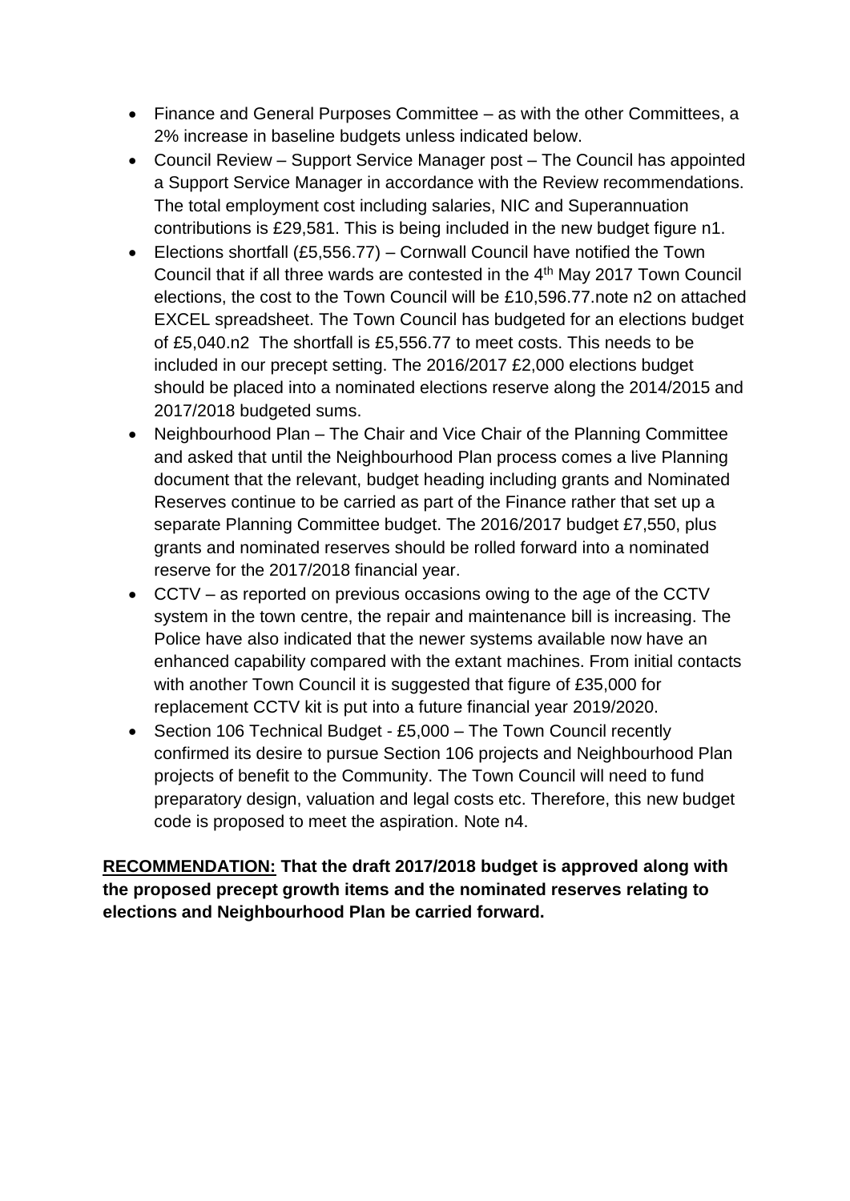- Finance and General Purposes Committee – as with the other Committees, a 2% increase in baseline budgets unless indicated below.
- Council Review – Support Service Manager post – The Council has appointed a Support Service Manager in accordance with the Review recommendations. The total employment cost including salaries, NIC and Superannuation contributions is £29,581. This is being included in the new budget figure n1.
- Elections shortfall (£5,556.77) – Cornwall Council have notified the Town Council that if all three wards are contested in the 4th May 2017 Town Council elections, the cost to the Town Council will be £10,596.77.note n2 on attached EXCEL spreadsheet. The Town Council has budgeted for an elections budget of £5,040.n2 The shortfall is £5,556.77 to meet costs. This needs to be included in our precept setting. The 2016/2017 £2,000 elections budget should be placed into a nominated elections reserve along the 2014/2015 and 2017/2018 budgeted sums.
- Neighbourhood Plan – The Chair and Vice Chair of the Planning Committee and asked that until the Neighbourhood Plan process comes a live Planning document that the relevant, budget heading including grants and Nominated Reserves continue to be carried as part of the Finance rather that set up a separate Planning Committee budget. The 2016/2017 budget £7,550, plus grants and nominated reserves should be rolled forward into a nominated reserve for the 2017/2018 financial year.
- CCTV – as reported on previous occasions owing to the age of the CCTV system in the town centre, the repair and maintenance bill is increasing. The Police have also indicated that the newer systems available now have an enhanced capability compared with the extant machines. From initial contacts with another Town Council it is suggested that figure of £35,000 for replacement CCTV kit is put into a future financial year 2019/2020.
- Section 106 Technical Budget - £5,000 – The Town Council recently confirmed its desire to pursue Section 106 projects and Neighbourhood Plan projects of benefit to the Community. The Town Council will need to fund preparatory design, valuation and legal costs etc. Therefore, this new budget code is proposed to meet the aspiration. Note n4.

**RECOMMENDATION: That the draft 2017/2018 budget is approved along with the proposed precept growth items and the nominated reserves relating to elections and Neighbourhood Plan be carried forward.**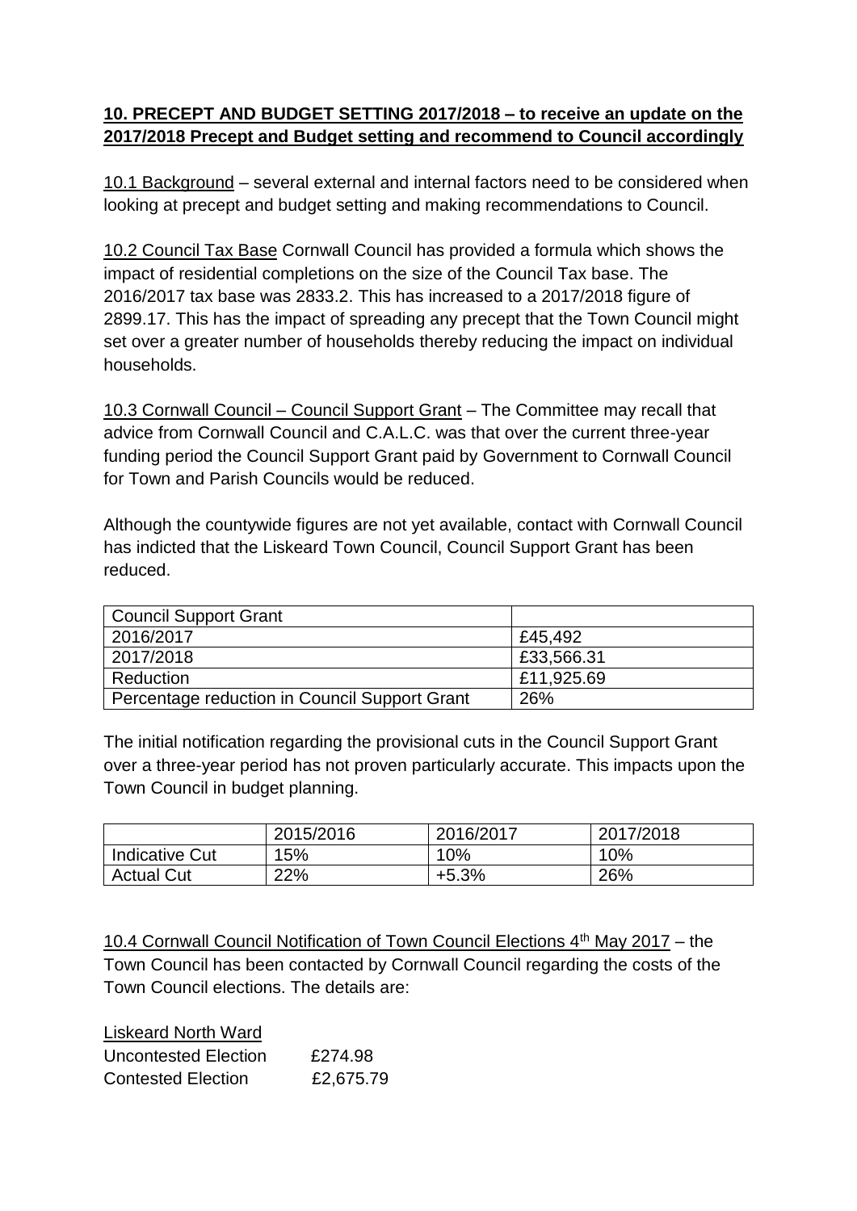**<u>10. PRECEPT AND BUDGET SETTING 2017/2018 – to receive an update on the 2017/2018 Precept and Budget setting and recommend to Council accordingly</u>**

<u>10.1 Background</u> – several external and internal factors need to be considered when looking at precept and budget setting and making recommendations to Council.

<u>10.2 Council Tax Base</u> Cornwall Council has provided a formula which shows the impact of residential completions on the size of the Council Tax base. The 2016/2017 tax base was 2833.2. This has increased to a 2017/2018 figure of 2899.17. This has the impact of spreading any precept that the Town Council might set over a greater number of households thereby reducing the impact on individual households.

<u>10.3 Cornwall Council – Council Support Grant</u> – The Committee may recall that advice from Cornwall Council and C.A.L.C. was that over the current three-year funding period the Council Support Grant paid by Government to Cornwall Council for Town and Parish Councils would be reduced.

Although the countywide figures are not yet available, contact with Cornwall Council has indicted that the Liskeard Town Council, Council Support Grant has been reduced.

| Council Support Grant | |
|---|---|
| 2016/2017 | £45,492 |
| 2017/2018 | £33,566.31 |
| Reduction | £11,925.69 |
| Percentage reduction in Council Support Grant | 26% |

The initial notification regarding the provisional cuts in the Council Support Grant over a three-year period has not proven particularly accurate. This impacts upon the Town Council in budget planning.

| | 2015/2016 | 2016/2017 | 2017/2018 |
|---|---|---|---|
| Indicative Cut | 15% | 10% | 10% |
| Actual Cut | 22% | +5.3% | 26% |

<u>10.4 Cornwall Council Notification of Town Council Elections 4th May 2017</u> – the Town Council has been contacted by Cornwall Council regarding the costs of the Town Council elections. The details are:

<u>Liskeard North Ward</u>

Uncontested Election £274.98

Contested Election £2,675.79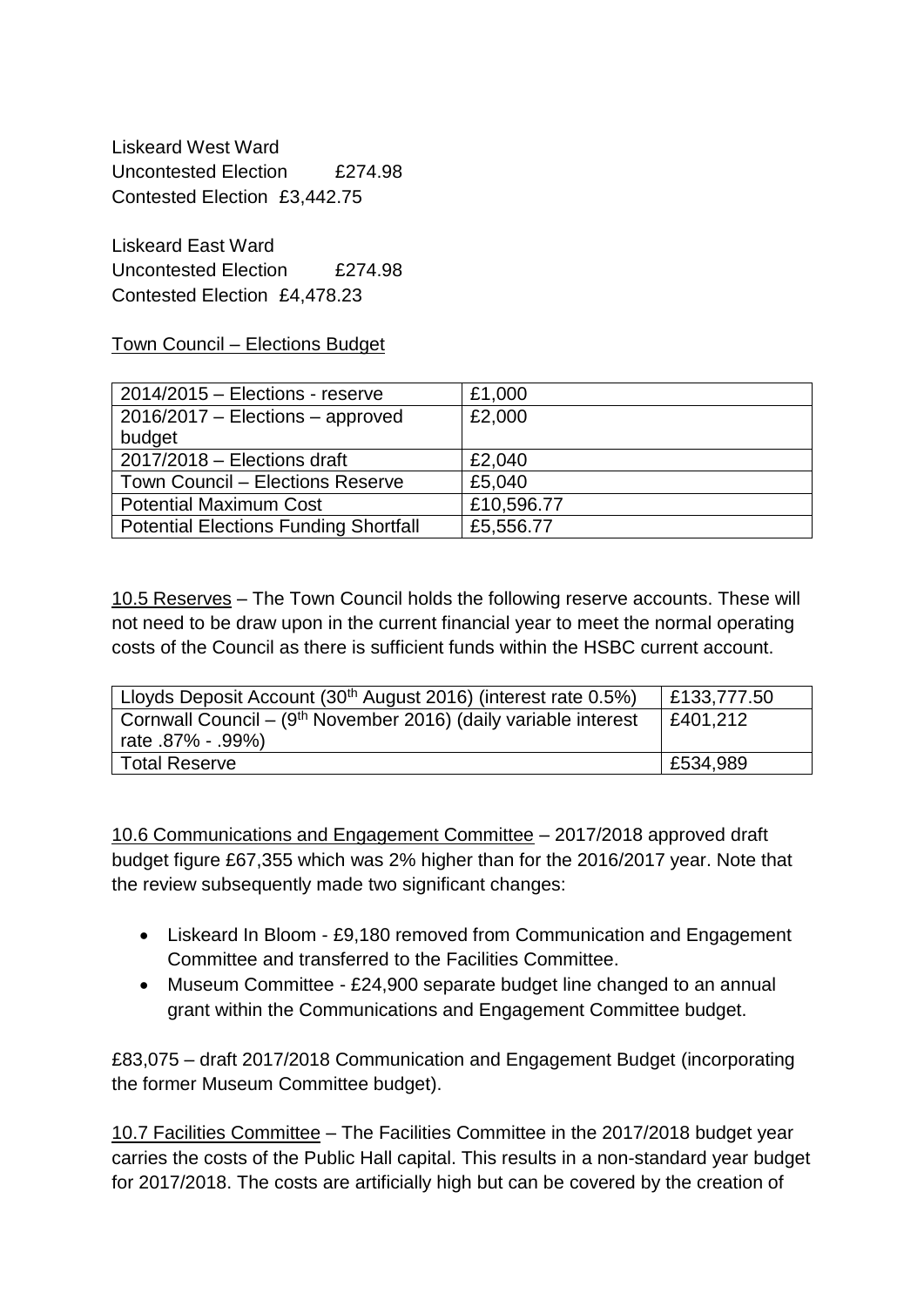Liskeard West Ward
Uncontested Election £274.98
Contested Election £3,442.75

Liskeard East Ward
Uncontested Election £274.98
Contested Election £4,478.23

Town Council – Elections Budget

| | |
|---|---|
| 2014/2015 – Elections - reserve | £1,000 |
| 2016/2017 – Elections – approved budget | £2,000 |
| 2017/2018 – Elections draft | £2,040 |
| Town Council – Elections Reserve | £5,040 |
| Potential Maximum Cost | £10,596.77 |
| Potential Elections Funding Shortfall | £5,556.77 |

10.5 Reserves – The Town Council holds the following reserve accounts. These will not need to be draw upon in the current financial year to meet the normal operating costs of the Council as there is sufficient funds within the HSBC current account.

| | |
|---|---|
| Lloyds Deposit Account (30th August 2016) (interest rate 0.5%) | £133,777.50 |
| Cornwall Council – (9th November 2016) (daily variable interest rate .87% - .99%) | £401,212 |
| Total Reserve | £534,989 |

10.6 Communications and Engagement Committee – 2017/2018 approved draft budget figure £67,355 which was 2% higher than for the 2016/2017 year. Note that the review subsequently made two significant changes:

- Liskeard In Bloom - £9,180 removed from Communication and Engagement Committee and transferred to the Facilities Committee.
- Museum Committee - £24,900 separate budget line changed to an annual grant within the Communications and Engagement Committee budget.

£83,075 – draft 2017/2018 Communication and Engagement Budget (incorporating the former Museum Committee budget).

10.7 Facilities Committee – The Facilities Committee in the 2017/2018 budget year carries the costs of the Public Hall capital. This results in a non-standard year budget for 2017/2018. The costs are artificially high but can be covered by the creation of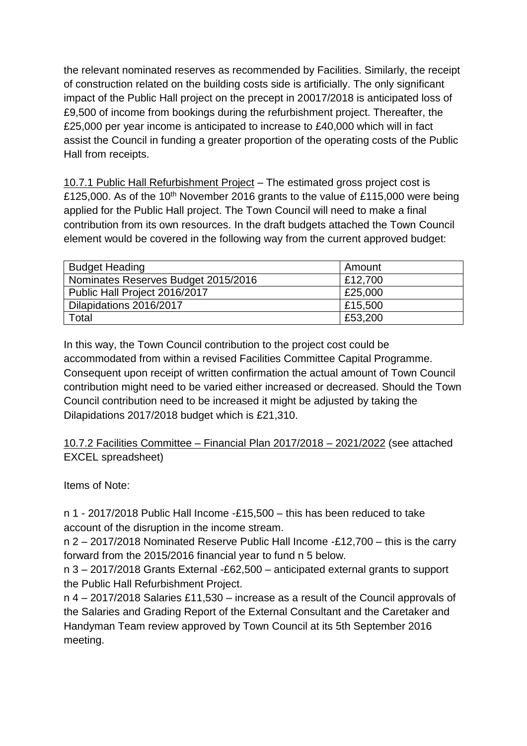the relevant nominated reserves as recommended by Facilities. Similarly, the receipt of construction related on the building costs side is artificially. The only significant impact of the Public Hall project on the precept in 20017/2018 is anticipated loss of £9,500 of income from bookings during the refurbishment project. Thereafter, the £25,000 per year income is anticipated to increase to £40,000 which will in fact assist the Council in funding a greater proportion of the operating costs of the Public Hall from receipts.

<u>10.7.1 Public Hall Refurbishment Project</u> – The estimated gross project cost is £125,000. As of the 10th November 2016 grants to the value of £115,000 were being applied for the Public Hall project. The Town Council will need to make a final contribution from its own resources. In the draft budgets attached the Town Council element would be covered in the following way from the current approved budget:

| Budget Heading | Amount |
|---|---|
| Nominates Reserves Budget 2015/2016 | £12,700 |
| Public Hall Project 2016/2017 | £25,000 |
| Dilapidations 2016/2017 | £15,500 |
| Total | £53,200 |

In this way, the Town Council contribution to the project cost could be accommodated from within a revised Facilities Committee Capital Programme. Consequent upon receipt of written confirmation the actual amount of Town Council contribution might need to be varied either increased or decreased. Should the Town Council contribution need to be increased it might be adjusted by taking the Dilapidations 2017/2018 budget which is £21,310.

<u>10.7.2 Facilities Committee – Financial Plan 2017/2018 – 2021/2022</u> (see attached EXCEL spreadsheet)

Items of Note:

n 1 - 2017/2018 Public Hall Income -£15,500 – this has been reduced to take account of the disruption in the income stream.
n 2 – 2017/2018 Nominated Reserve Public Hall Income -£12,700 – this is the carry forward from the 2015/2016 financial year to fund n 5 below.
n 3 – 2017/2018 Grants External -£62,500 – anticipated external grants to support the Public Hall Refurbishment Project.
n 4 – 2017/2018 Salaries £11,530 – increase as a result of the Council approvals of the Salaries and Grading Report of the External Consultant and the Caretaker and Handyman Team review approved by Town Council at its 5th September 2016 meeting.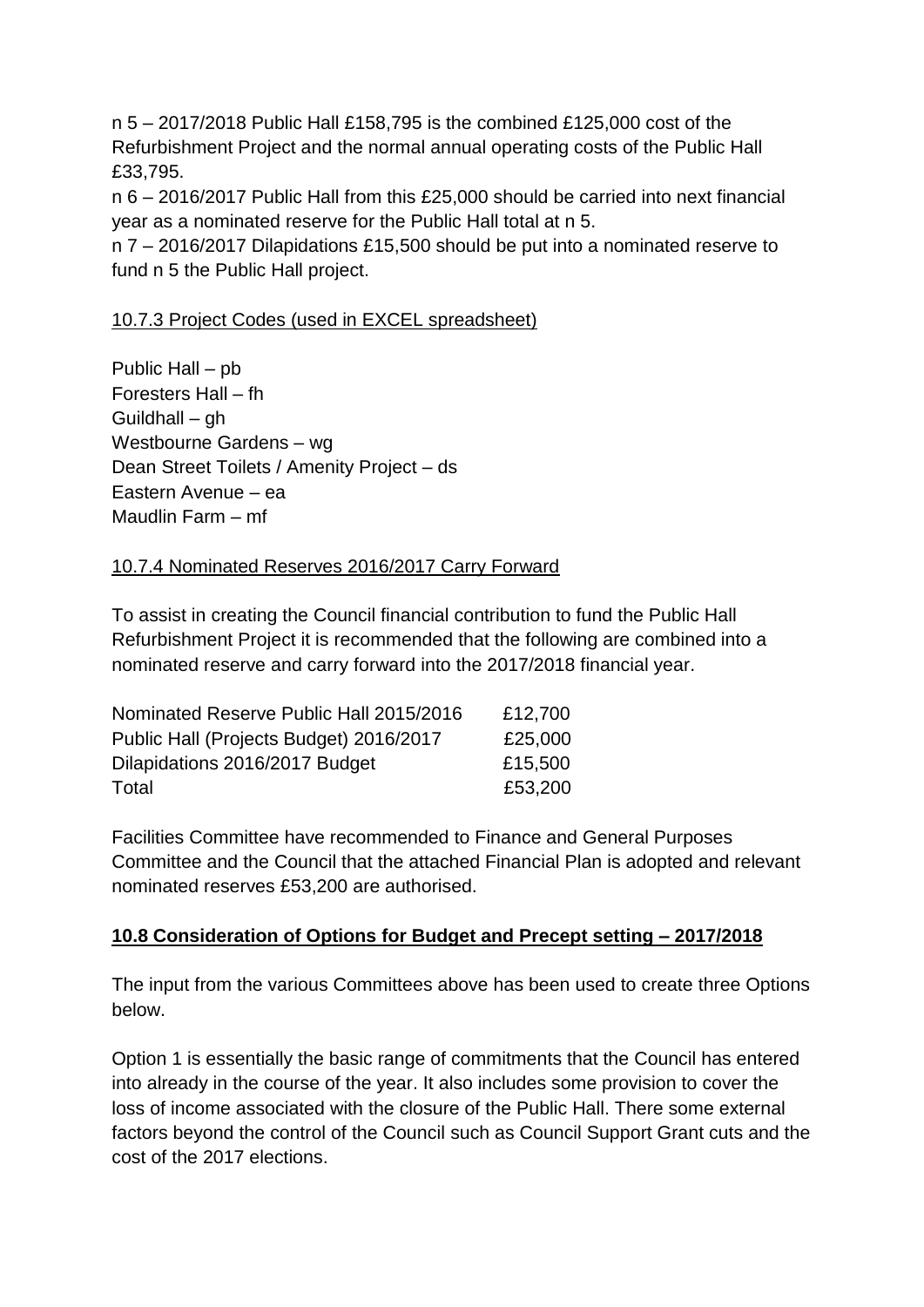n 5 – 2017/2018 Public Hall £158,795 is the combined £125,000 cost of the Refurbishment Project and the normal annual operating costs of the Public Hall £33,795.

n 6 – 2016/2017 Public Hall from this £25,000 should be carried into next financial year as a nominated reserve for the Public Hall total at n 5.

n 7 – 2016/2017 Dilapidations £15,500 should be put into a nominated reserve to fund n 5 the Public Hall project.

<u>10.7.3 Project Codes (used in EXCEL spreadsheet)</u>

Public Hall – pb  
Foresters Hall – fh  
Guildhall – gh  
Westbourne Gardens – wg  
Dean Street Toilets / Amenity Project – ds  
Eastern Avenue – ea  
Maudlin Farm – mf

<u>10.7.4 Nominated Reserves 2016/2017 Carry Forward</u>

To assist in creating the Council financial contribution to fund the Public Hall Refurbishment Project it is recommended that the following are combined into a nominated reserve and carry forward into the 2017/2018 financial year.

| | |
|---|---|
| Nominated Reserve Public Hall 2015/2016 | £12,700 |
| Public Hall (Projects Budget) 2016/2017 | £25,000 |
| Dilapidations 2016/2017 Budget | £15,500 |
| Total | £53,200 |

Facilities Committee have recommended to Finance and General Purposes Committee and the Council that the attached Financial Plan is adopted and relevant nominated reserves £53,200 are authorised.

## 10.8 Consideration of Options for Budget and Precept setting – 2017/2018

The input from the various Committees above has been used to create three Options below.

Option 1 is essentially the basic range of commitments that the Council has entered into already in the course of the year. It also includes some provision to cover the loss of income associated with the closure of the Public Hall. There some external factors beyond the control of the Council such as Council Support Grant cuts and the cost of the 2017 elections.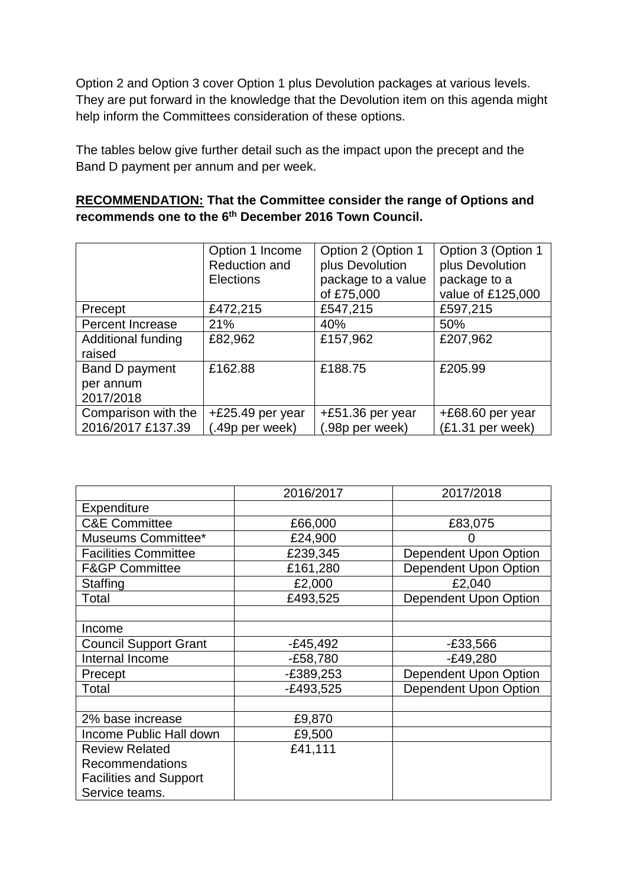Option 2 and Option 3 cover Option 1 plus Devolution packages at various levels. They are put forward in the knowledge that the Devolution item on this agenda might help inform the Committees consideration of these options.

The tables below give further detail such as the impact upon the precept and the Band D payment per annum and per week.

**RECOMMENDATION: That the Committee consider the range of Options and recommends one to the 6th December 2016 Town Council.**

| | Option 1 Income Reduction and Elections | Option 2 (Option 1 plus Devolution package to a value of £75,000 | Option 3 (Option 1 plus Devolution package to a value of £125,000 |
|---|---|---|---|
| Precept | £472,215 | £547,215 | £597,215 |
| Percent Increase | 21% | 40% | 50% |
| Additional funding raised | £82,962 | £157,962 | £207,962 |
| Band D payment per annum 2017/2018 | £162.88 | £188.75 | £205.99 |
| Comparison with the 2016/2017 £137.39 | +£25.49 per year (.49p per week) | +£51.36 per year (.98p per week) | +£68.60 per year (£1.31 per week) |

| | 2016/2017 | 2017/2018 |
|---|---|---|
| Expenditure | | |
| C&E Committee | £66,000 | £83,075 |
| Museums Committee* | £24,900 | 0 |
| Facilities Committee | £239,345 | Dependent Upon Option |
| F&GP Committee | £161,280 | Dependent Upon Option |
| Staffing | £2,000 | £2,040 |
| Total | £493,525 | Dependent Upon Option |
| | | |
| Income | | |
| Council Support Grant | -£45,492 | -£33,566 |
| Internal Income | -£58,780 | -£49,280 |
| Precept | -£389,253 | Dependent Upon Option |
| Total | -£493,525 | Dependent Upon Option |
| | | |
| 2% base increase | £9,870 | |
| Income Public Hall down | £9,500 | |
| Review Related Recommendations Facilities and Support Service teams. | £41,111 | |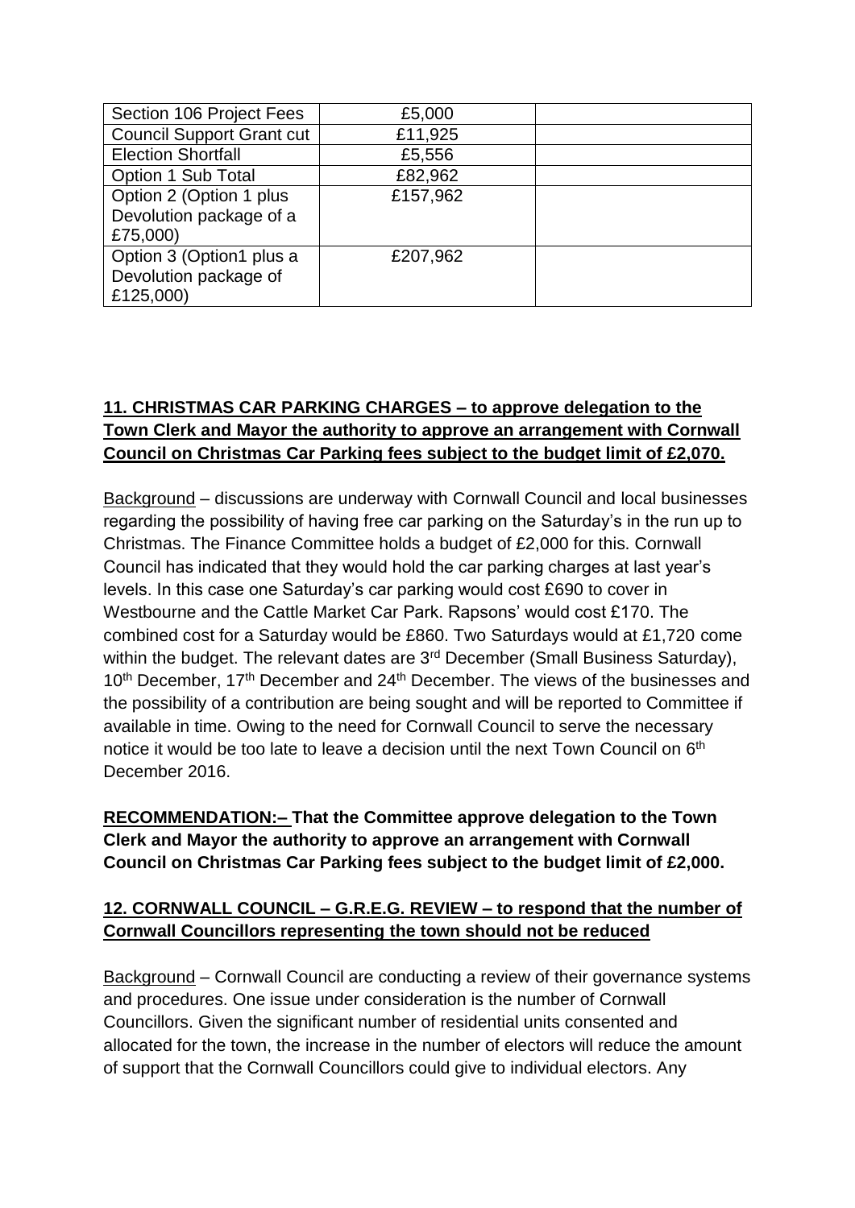| | | |
|---|---|---|
| Section 106 Project Fees | £5,000 | |
| Council Support Grant cut | £11,925 | |
| Election Shortfall | £5,556 | |
| Option 1 Sub Total | £82,962 | |
| Option 2 (Option 1 plus Devolution package of a £75,000) | £157,962 | |
| Option 3 (Option1 plus a Devolution package of £125,000) | £207,962 | |

## 11. CHRISTMAS CAR PARKING CHARGES – to approve delegation to the Town Clerk and Mayor the authority to approve an arrangement with Cornwall Council on Christmas Car Parking fees subject to the budget limit of £2,070.

Background – discussions are underway with Cornwall Council and local businesses regarding the possibility of having free car parking on the Saturday's in the run up to Christmas. The Finance Committee holds a budget of £2,000 for this. Cornwall Council has indicated that they would hold the car parking charges at last year's levels. In this case one Saturday's car parking would cost £690 to cover in Westbourne and the Cattle Market Car Park. Rapsons' would cost £170. The combined cost for a Saturday would be £860. Two Saturdays would at £1,720 come within the budget. The relevant dates are 3rd December (Small Business Saturday), 10th December, 17th December and 24th December. The views of the businesses and the possibility of a contribution are being sought and will be reported to Committee if available in time. Owing to the need for Cornwall Council to serve the necessary notice it would be too late to leave a decision until the next Town Council on 6th December 2016.

**RECOMMENDATION:– That the Committee approve delegation to the Town Clerk and Mayor the authority to approve an arrangement with Cornwall Council on Christmas Car Parking fees subject to the budget limit of £2,000.**

## 12. CORNWALL COUNCIL – G.R.E.G. REVIEW – to respond that the number of Cornwall Councillors representing the town should not be reduced

Background – Cornwall Council are conducting a review of their governance systems and procedures. One issue under consideration is the number of Cornwall Councillors. Given the significant number of residential units consented and allocated for the town, the increase in the number of electors will reduce the amount of support that the Cornwall Councillors could give to individual electors. Any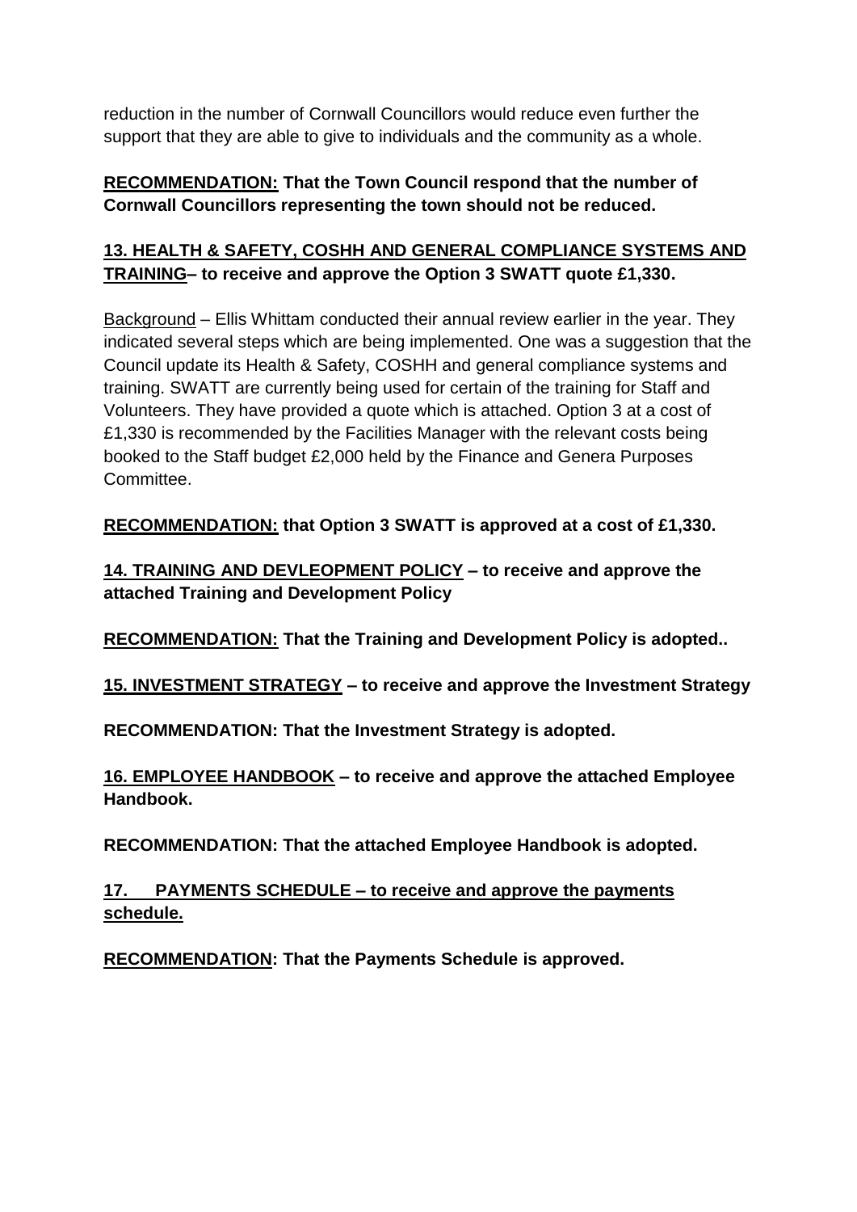reduction in the number of Cornwall Councillors would reduce even further the support that they are able to give to individuals and the community as a whole.

**RECOMMENDATION: That the Town Council respond that the number of Cornwall Councillors representing the town should not be reduced.**

**13. HEALTH & SAFETY, COSHH AND GENERAL COMPLIANCE SYSTEMS AND TRAINING– to receive and approve the Option 3 SWATT quote £1,330.**

Background – Ellis Whittam conducted their annual review earlier in the year. They indicated several steps which are being implemented. One was a suggestion that the Council update its Health & Safety, COSHH and general compliance systems and training. SWATT are currently being used for certain of the training for Staff and Volunteers. They have provided a quote which is attached. Option 3 at a cost of £1,330 is recommended by the Facilities Manager with the relevant costs being booked to the Staff budget £2,000 held by the Finance and Genera Purposes Committee.

**RECOMMENDATION: that Option 3 SWATT is approved at a cost of £1,330.**

**14. TRAINING AND DEVLEOPMENT POLICY – to receive and approve the attached Training and Development Policy**

**RECOMMENDATION: That the Training and Development Policy is adopted..**

**15. INVESTMENT STRATEGY – to receive and approve the Investment Strategy**

**RECOMMENDATION: That the Investment Strategy is adopted.**

**16. EMPLOYEE HANDBOOK – to receive and approve the attached Employee Handbook.**

**RECOMMENDATION: That the attached Employee Handbook is adopted.**

**17. PAYMENTS SCHEDULE – to receive and approve the payments schedule.**

**RECOMMENDATION: That the Payments Schedule is approved.**